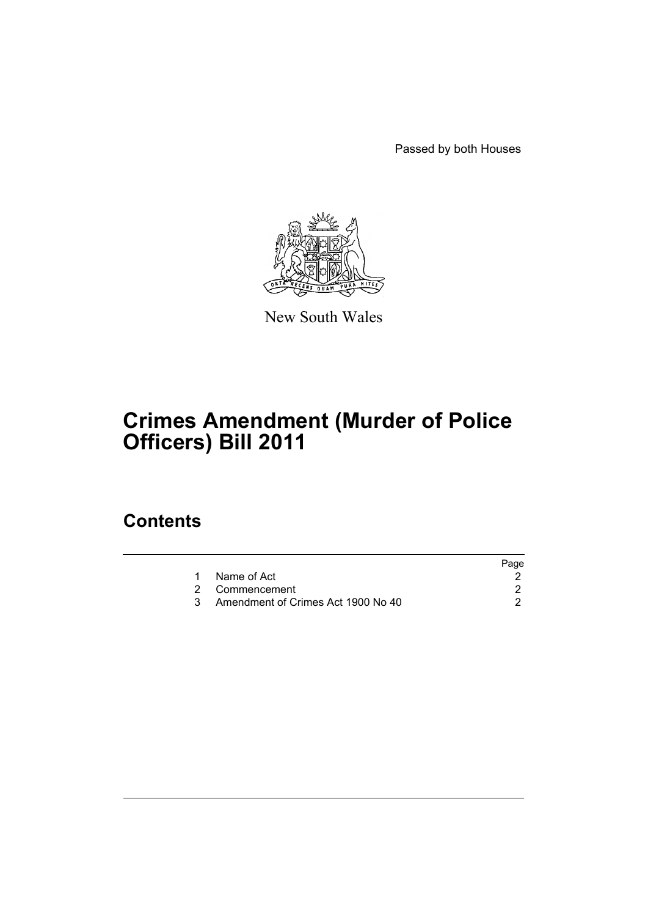Passed by both Houses

New South Wales

# Crimes Amendment (Murder of Police Officers) Bill 2011

## Contents

| | | Page |
|---|---|---|
| 1 | Name of Act | 2 |
| 2 | Commencement | 2 |
| 3 | Amendment of Crimes Act 1900 No 40 | 2 |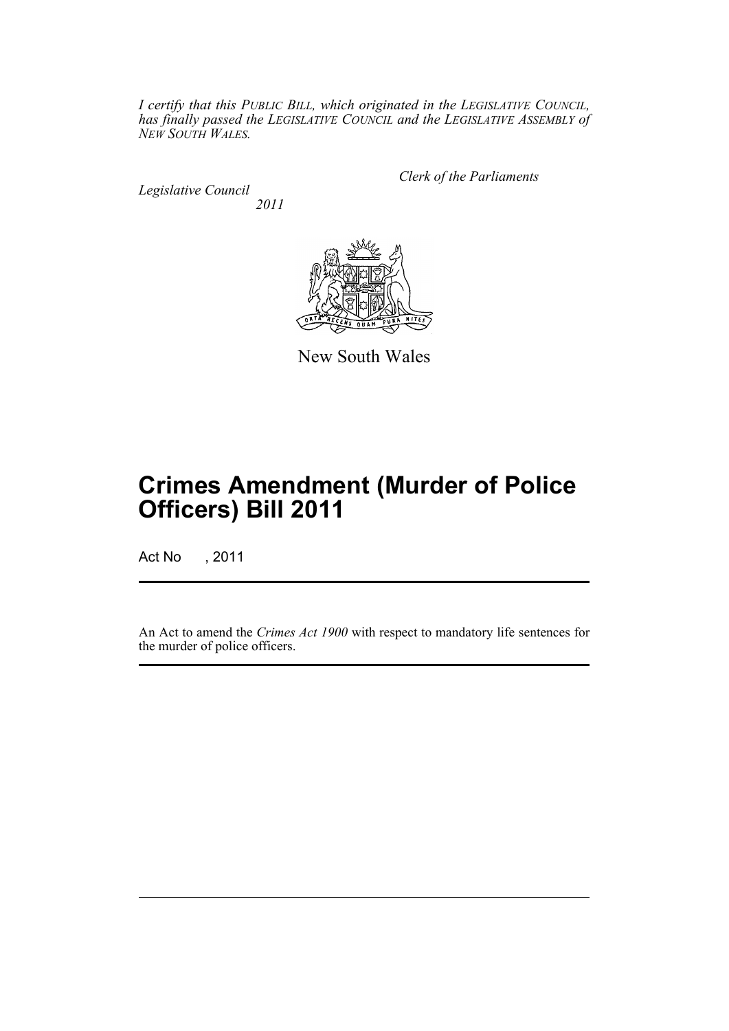*I certify that this PUBLIC BILL, which originated in the LEGISLATIVE COUNCIL, has finally passed the LEGISLATIVE COUNCIL and the LEGISLATIVE ASSEMBLY of NEW SOUTH WALES.*

*Clerk of the Parliaments*

*Legislative Council*

*2011*

New South Wales

# Crimes Amendment (Murder of Police Officers) Bill 2011

Act No , 2011

An Act to amend the *Crimes Act 1900* with respect to mandatory life sentences for the murder of police officers.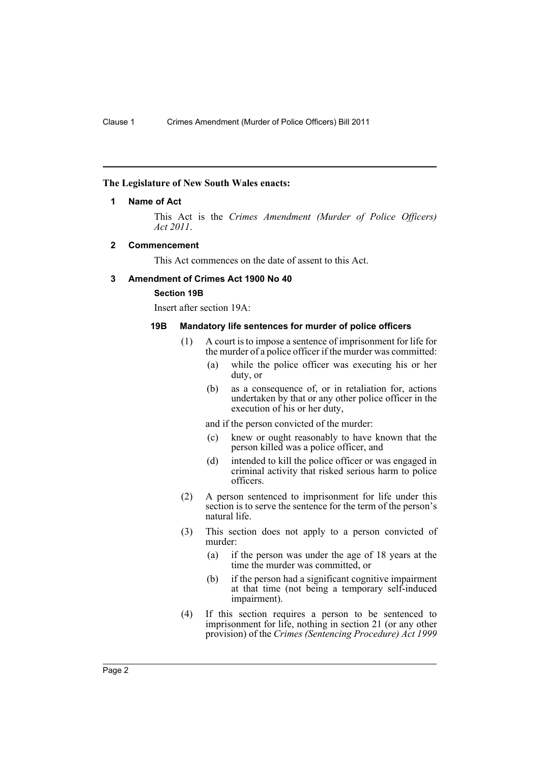**The Legislature of New South Wales enacts:**

## 1 Name of Act

This Act is the *Crimes Amendment (Murder of Police Officers) Act 2011*.

## 2 Commencement

This Act commences on the date of assent to this Act.

## 3 Amendment of Crimes Act 1900 No 40

### Section 19B

Insert after section 19A:

#### 19B Mandatory life sentences for murder of police officers

(1) A court is to impose a sentence of imprisonment for life for the murder of a police officer if the murder was committed:

(a) while the police officer was executing his or her duty, or

(b) as a consequence of, or in retaliation for, actions undertaken by that or any other police officer in the execution of his or her duty,

and if the person convicted of the murder:

(c) knew or ought reasonably to have known that the person killed was a police officer, and

(d) intended to kill the police officer or was engaged in criminal activity that risked serious harm to police officers.

(2) A person sentenced to imprisonment for life under this section is to serve the sentence for the term of the person's natural life.

(3) This section does not apply to a person convicted of murder:

(a) if the person was under the age of 18 years at the time the murder was committed, or

(b) if the person had a significant cognitive impairment at that time (not being a temporary self-induced impairment).

(4) If this section requires a person to be sentenced to imprisonment for life, nothing in section 21 (or any other provision) of the *Crimes (Sentencing Procedure) Act 1999*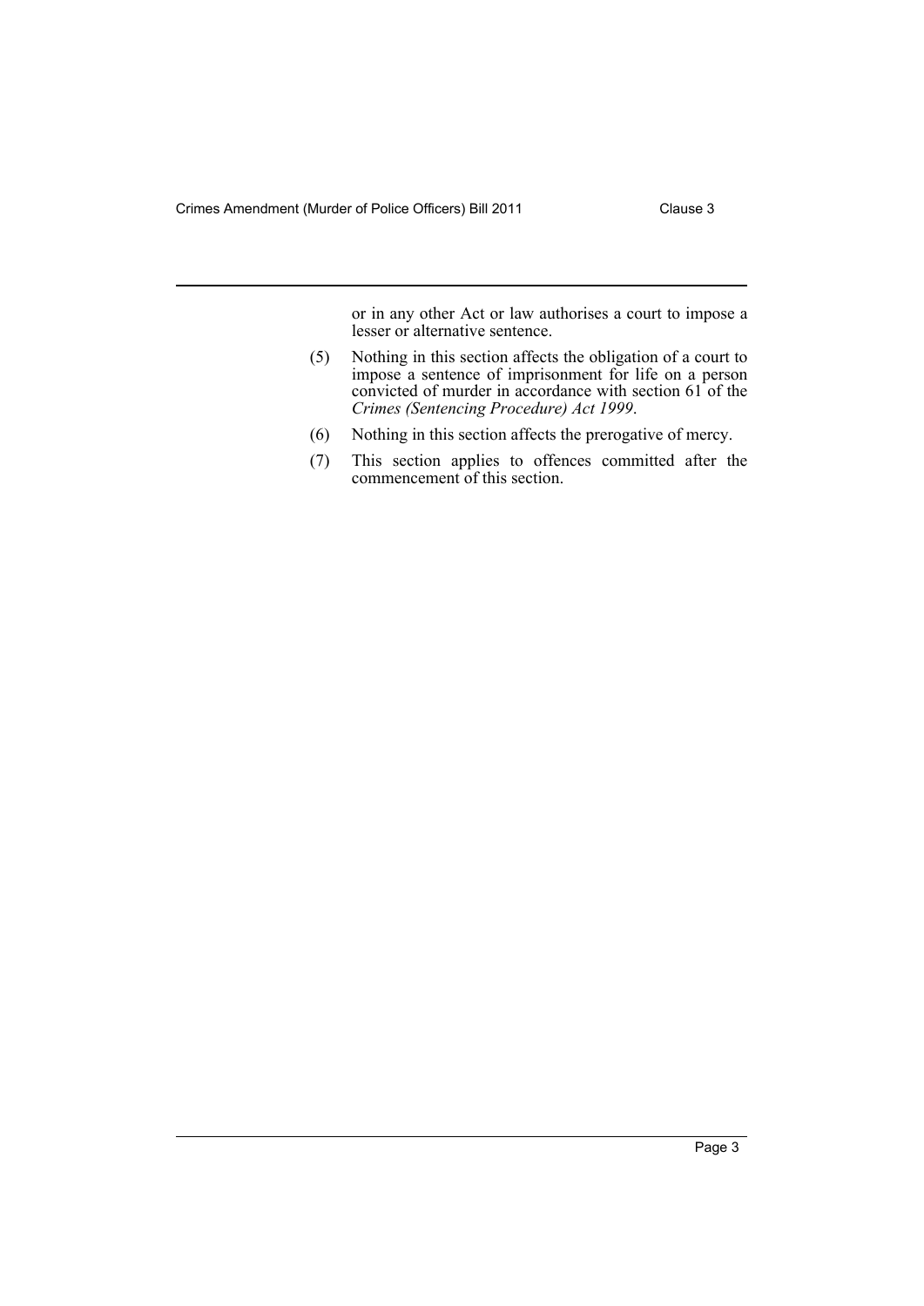or in any other Act or law authorises a court to impose a lesser or alternative sentence.

(5) Nothing in this section affects the obligation of a court to impose a sentence of imprisonment for life on a person convicted of murder in accordance with section 61 of the *Crimes (Sentencing Procedure) Act 1999*.

(6) Nothing in this section affects the prerogative of mercy.

(7) This section applies to offences committed after the commencement of this section.